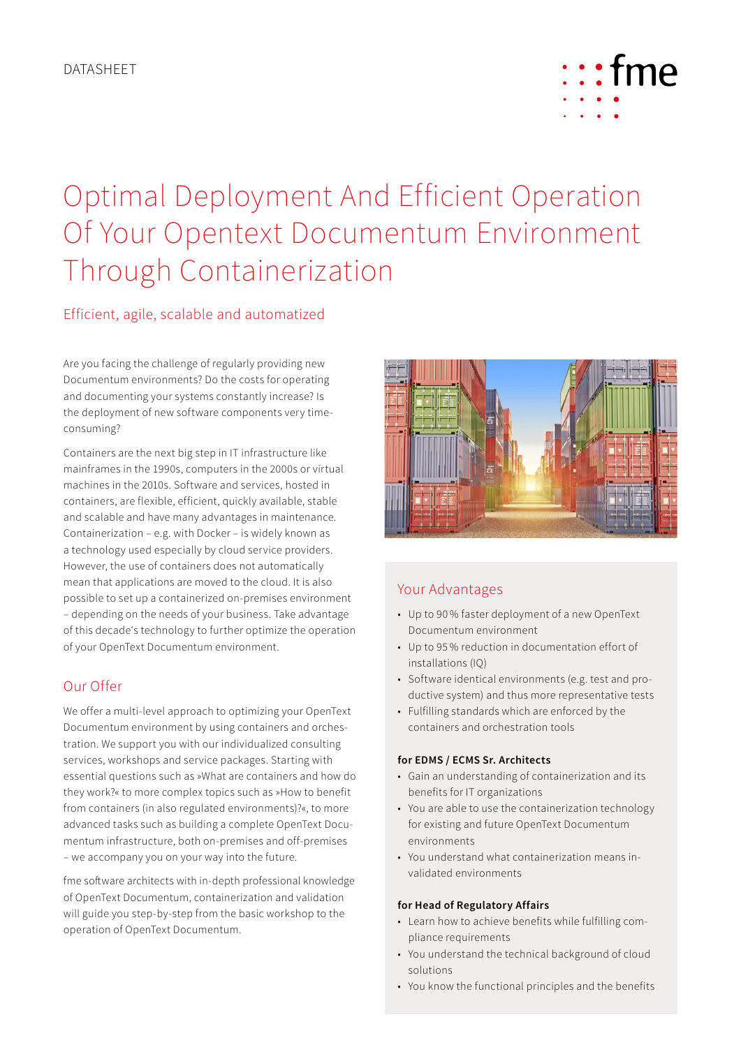DATASHEET

# Optimal Deployment And Efficient Operation Of Your Opentext Documentum Environment Through Containerization

## Efficient, agile, scalable and automatized

Are you facing the challenge of regularly providing new Documentum environments? Do the costs for operating and documenting your systems constantly increase? Is the deployment of new software components very time-consuming?

Containers are the next big step in IT infrastructure like mainframes in the 1990s, computers in the 2000s or virtual machines in the 2010s. Software and services, hosted in containers, are flexible, efficient, quickly available, stable and scalable and have many advantages in maintenance. Containerization – e.g. with Docker – is widely known as a technology used especially by cloud service providers. However, the use of containers does not automatically mean that applications are moved to the cloud. It is also possible to set up a containerized on-premises environment – depending on the needs of your business. Take advantage of this decade's technology to further optimize the operation of your OpenText Documentum environment.

## Our Offer

We offer a multi-level approach to optimizing your OpenText Documentum environment by using containers and orchestration. We support you with our individualized consulting services, workshops and service packages. Starting with essential questions such as »What are containers and how do they work?« to more complex topics such as »How to benefit from containers (in also regulated environments)?«, to more advanced tasks such as building a complete OpenText Documentum infrastructure, both on-premises and off-premises – we accompany you on your way into the future.

fme software architects with in-depth professional knowledge of OpenText Documentum, containerization and validation will guide you step-by-step from the basic workshop to the operation of OpenText Documentum.

## Your Advantages

- Up to 90 % faster deployment of a new OpenText Documentum environment
- Up to 95 % reduction in documentation effort of installations (IQ)
- Software identical environments (e.g. test and productive system) and thus more representative tests
- Fulfilling standards which are enforced by the containers and orchestration tools

### for EDMS / ECMS Sr. Architects

- Gain an understanding of containerization and its benefits for IT organizations
- You are able to use the containerization technology for existing and future OpenText Documentum environments
- You understand what containerization means in-validated environments

### for Head of Regulatory Affairs

- Learn how to achieve benefits while fulfilling compliance requirements
- You understand the technical background of cloud solutions
- You know the functional principles and the benefits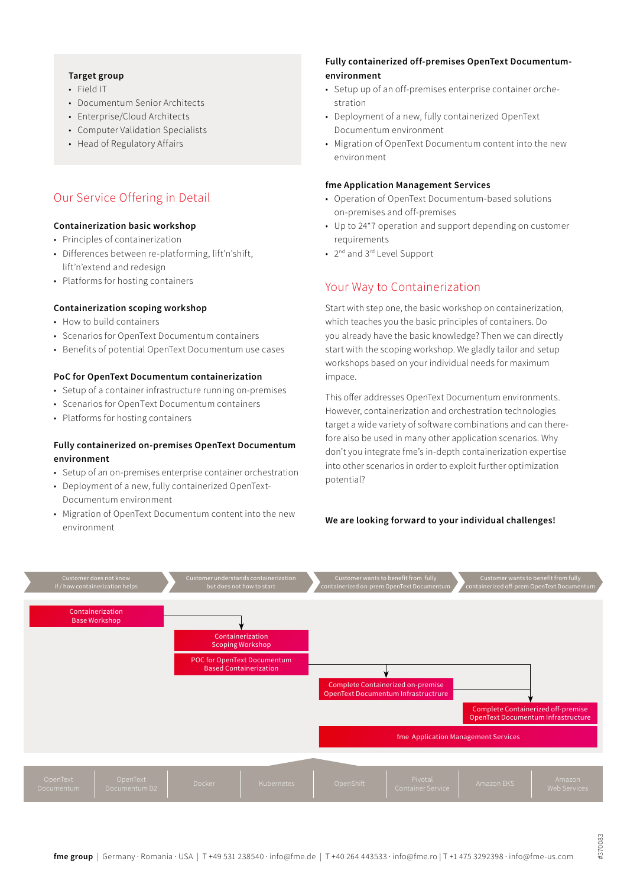**Target group**

- Field IT
- Documentum Senior Architects
- Enterprise/Cloud Architects
- Computer Validation Specialists
- Head of Regulatory Affairs

## Our Service Offering in Detail

**Containerization basic workshop**

- Principles of containerization
- Differences between re-platforming, lift'n'shift, lift'n'extend and redesign
- Platforms for hosting containers

**Containerization scoping workshop**

- How to build containers
- Scenarios for OpenText Documentum containers
- Benefits of potential OpenText Documentum use cases

**PoC for OpenText Documentum containerization**

- Setup of a container infrastructure running on-premises
- Scenarios for OpenText Documentum containers
- Platforms for hosting containers

**Fully containerized on-premises OpenText Documentum environment**

- Setup of an on-premises enterprise container orchestration
- Deployment of a new, fully containerized OpenText-Documentum environment
- Migration of OpenText Documentum content into the new environment

**Fully containerized off-premises OpenText Documentum-environment**

- Setup up of an off-premises enterprise container orchestration
- Deployment of a new, fully containerized OpenText Documentum environment
- Migration of OpenText Documentum content into the new environment

**fme Application Management Services**

- Operation of OpenText Documentum-based solutions on-premises and off-premises
- Up to 24*7 operation and support depending on customer requirements
- 2nd and 3rd Level Support

## Your Way to Containerization

Start with step one, the basic workshop on containerization, which teaches you the basic principles of containers. Do you already have the basic knowledge? Then we can directly start with the scoping workshop. We gladly tailor and setup workshops based on your individual needs for maximum impace.

This offer addresses OpenText Documentum environments. However, containerization and orchestration technologies target a wide variety of software combinations and can therefore also be used in many other application scenarios. Why don't you integrate fme's in-depth containerization expertise into other scenarios in order to exploit further optimization potential?

**We are looking forward to your individual challenges!**

Customer does not know if / how containerization helps

Customer understands containerization but does not how to start

Customer wants to benefit from fully containerized on-prem OpenText Documentum

Customer wants to benefit from fully containerized off-prem OpenText Documentum

Containerization Base Workshop

Containerization Scoping Workshop

POC for OpenText Documentum Based Containerization

Complete Containerized on-premise OpenText Documentum Infrastructrure

Complete Containerized off-premise OpenText Documentum Infrastructure

fme Application Management Services

OpenText Documentum

OpenText Documentum D2

Docker

Kubernetes

OpenShift

Pivotal Container Service

Amazon EKS

Amazon Web Services

**fme group** | Germany · Romania · USA | T +49 531 238540 · info@fme.de | T +40 264 443533 · info@fme.ro | T +1 475 3292398 · info@fme-us.com

#370083